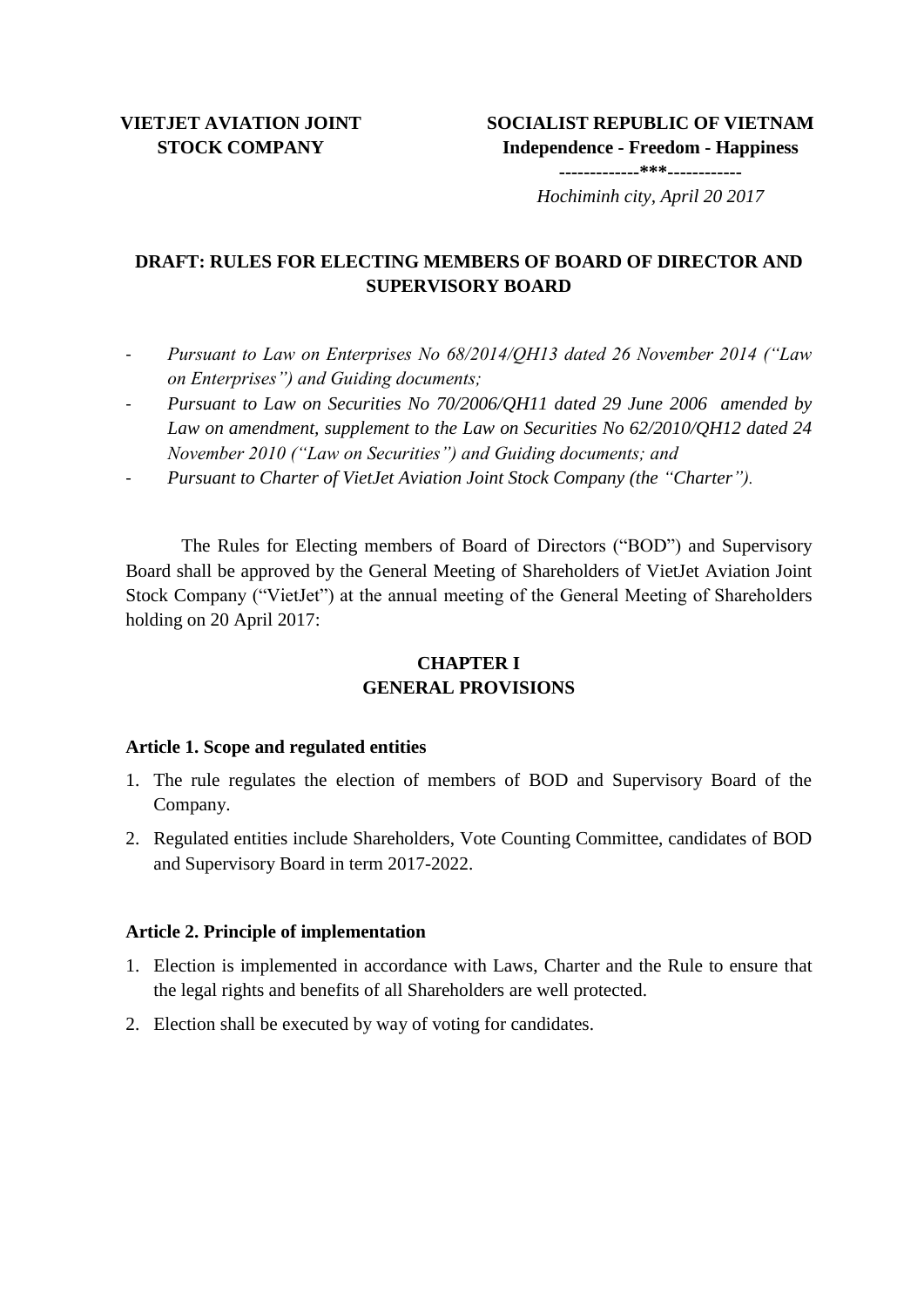**VIETJET AVIATION JOINT STOCK COMPANY**

**SOCIALIST REPUBLIC OF VIETNAM**
**Independence - Freedom - Happiness**
**-------------***------------**

*Hochiminh city, April 20 2017*

## DRAFT: RULES FOR ELECTING MEMBERS OF BOARD OF DIRECTOR AND SUPERVISORY BOARD

- *Pursuant to Law on Enterprises No 68/2014/QH13 dated 26 November 2014 ("Law on Enterprises") and Guiding documents;*
- *Pursuant to Law on Securities No 70/2006/QH11 dated 29 June 2006 amended by Law on amendment, supplement to the Law on Securities No 62/2010/QH12 dated 24 November 2010 ("Law on Securities") and Guiding documents; and*
- *Pursuant to Charter of VietJet Aviation Joint Stock Company (the "Charter").*

The Rules for Electing members of Board of Directors ("BOD") and Supervisory Board shall be approved by the General Meeting of Shareholders of VietJet Aviation Joint Stock Company ("VietJet") at the annual meeting of the General Meeting of Shareholders holding on 20 April 2017:

## CHAPTER I
## GENERAL PROVISIONS

### Article 1. Scope and regulated entities

1. The rule regulates the election of members of BOD and Supervisory Board of the Company.
2. Regulated entities include Shareholders, Vote Counting Committee, candidates of BOD and Supervisory Board in term 2017-2022.

### Article 2. Principle of implementation

1. Election is implemented in accordance with Laws, Charter and the Rule to ensure that the legal rights and benefits of all Shareholders are well protected.
2. Election shall be executed by way of voting for candidates.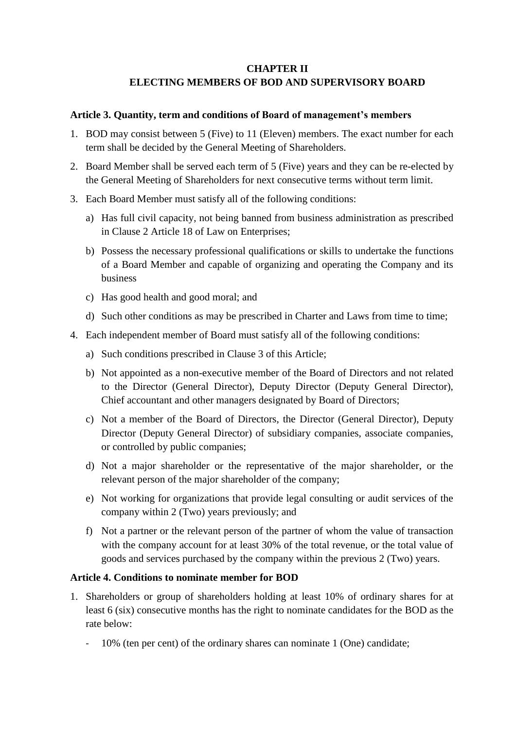# CHAPTER II
# ELECTING MEMBERS OF BOD AND SUPERVISORY BOARD

### Article 3. Quantity, term and conditions of Board of management's members

1. BOD may consist between 5 (Five) to 11 (Eleven) members. The exact number for each term shall be decided by the General Meeting of Shareholders.
2. Board Member shall be served each term of 5 (Five) years and they can be re-elected by the General Meeting of Shareholders for next consecutive terms without term limit.
3. Each Board Member must satisfy all of the following conditions:
   a) Has full civil capacity, not being banned from business administration as prescribed in Clause 2 Article 18 of Law on Enterprises;
   b) Possess the necessary professional qualifications or skills to undertake the functions of a Board Member and capable of organizing and operating the Company and its business
   c) Has good health and good moral; and
   d) Such other conditions as may be prescribed in Charter and Laws from time to time;
4. Each independent member of Board must satisfy all of the following conditions:
   a) Such conditions prescribed in Clause 3 of this Article;
   b) Not appointed as a non-executive member of the Board of Directors and not related to the Director (General Director), Deputy Director (Deputy General Director), Chief accountant and other managers designated by Board of Directors;
   c) Not a member of the Board of Directors, the Director (General Director), Deputy Director (Deputy General Director) of subsidiary companies, associate companies, or controlled by public companies;
   d) Not a major shareholder or the representative of the major shareholder, or the relevant person of the major shareholder of the company;
   e) Not working for organizations that provide legal consulting or audit services of the company within 2 (Two) years previously; and
   f) Not a partner or the relevant person of the partner of whom the value of transaction with the company account for at least 30% of the total revenue, or the total value of goods and services purchased by the company within the previous 2 (Two) years.

### Article 4. Conditions to nominate member for BOD

1. Shareholders or group of shareholders holding at least 10% of ordinary shares for at least 6 (six) consecutive months has the right to nominate candidates for the BOD as the rate below:
   - 10% (ten per cent) of the ordinary shares can nominate 1 (One) candidate;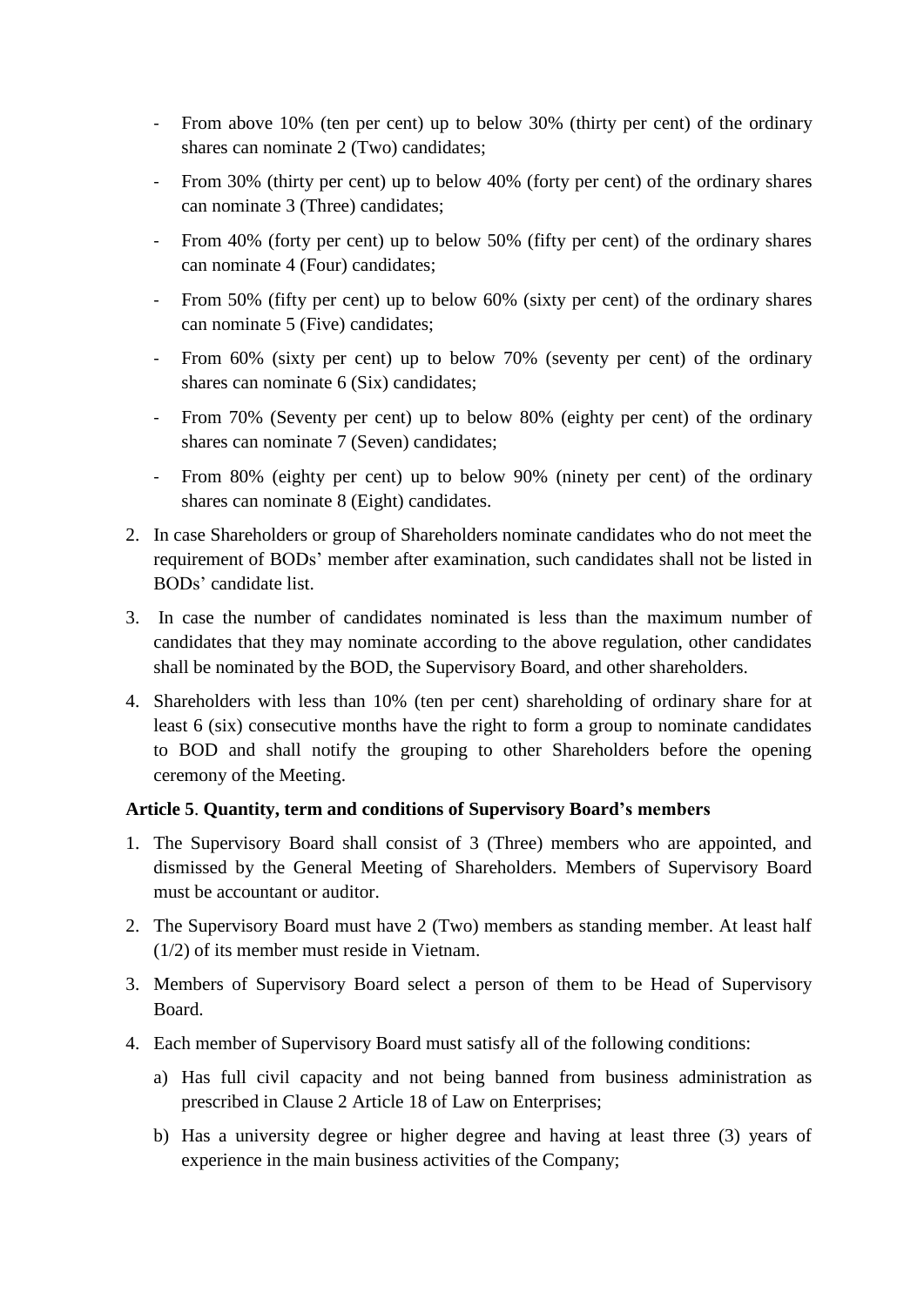- From above 10% (ten per cent) up to below 30% (thirty per cent) of the ordinary shares can nominate 2 (Two) candidates;
- From 30% (thirty per cent) up to below 40% (forty per cent) of the ordinary shares can nominate 3 (Three) candidates;
- From 40% (forty per cent) up to below 50% (fifty per cent) of the ordinary shares can nominate 4 (Four) candidates;
- From 50% (fifty per cent) up to below 60% (sixty per cent) of the ordinary shares can nominate 5 (Five) candidates;
- From 60% (sixty per cent) up to below 70% (seventy per cent) of the ordinary shares can nominate 6 (Six) candidates;
- From 70% (Seventy per cent) up to below 80% (eighty per cent) of the ordinary shares can nominate 7 (Seven) candidates;
- From 80% (eighty per cent) up to below 90% (ninety per cent) of the ordinary shares can nominate 8 (Eight) candidates.

2. In case Shareholders or group of Shareholders nominate candidates who do not meet the requirement of BODs' member after examination, such candidates shall not be listed in BODs' candidate list.
3. In case the number of candidates nominated is less than the maximum number of candidates that they may nominate according to the above regulation, other candidates shall be nominated by the BOD, the Supervisory Board, and other shareholders.
4. Shareholders with less than 10% (ten per cent) shareholding of ordinary share for at least 6 (six) consecutive months have the right to form a group to nominate candidates to BOD and shall notify the grouping to other Shareholders before the opening ceremony of the Meeting.

**Article 5**. **Quantity, term and conditions of Supervisory Board's members**

1. The Supervisory Board shall consist of 3 (Three) members who are appointed, and dismissed by the General Meeting of Shareholders. Members of Supervisory Board must be accountant or auditor.
2. The Supervisory Board must have 2 (Two) members as standing member. At least half (1/2) of its member must reside in Vietnam.
3. Members of Supervisory Board select a person of them to be Head of Supervisory Board.
4. Each member of Supervisory Board must satisfy all of the following conditions:
   a) Has full civil capacity and not being banned from business administration as prescribed in Clause 2 Article 18 of Law on Enterprises;
   b) Has a university degree or higher degree and having at least three (3) years of experience in the main business activities of the Company;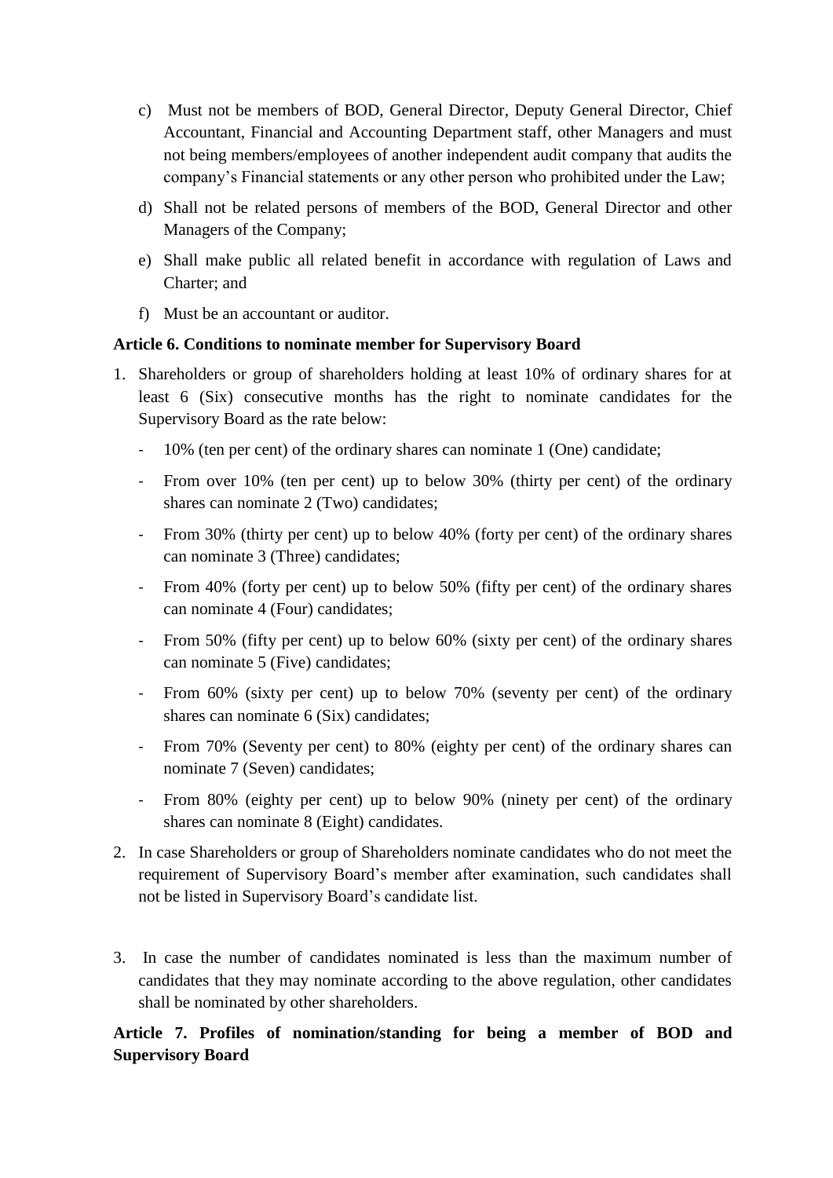c) Must not be members of BOD, General Director, Deputy General Director, Chief Accountant, Financial and Accounting Department staff, other Managers and must not being members/employees of another independent audit company that audits the company's Financial statements or any other person who prohibited under the Law;

d) Shall not be related persons of members of the BOD, General Director and other Managers of the Company;

e) Shall make public all related benefit in accordance with regulation of Laws and Charter; and

f) Must be an accountant or auditor.

**Article 6. Conditions to nominate member for Supervisory Board**

1. Shareholders or group of shareholders holding at least 10% of ordinary shares for at least 6 (Six) consecutive months has the right to nominate candidates for the Supervisory Board as the rate below:
   - 10% (ten per cent) of the ordinary shares can nominate 1 (One) candidate;
   - From over 10% (ten per cent) up to below 30% (thirty per cent) of the ordinary shares can nominate 2 (Two) candidates;
   - From 30% (thirty per cent) up to below 40% (forty per cent) of the ordinary shares can nominate 3 (Three) candidates;
   - From 40% (forty per cent) up to below 50% (fifty per cent) of the ordinary shares can nominate 4 (Four) candidates;
   - From 50% (fifty per cent) up to below 60% (sixty per cent) of the ordinary shares can nominate 5 (Five) candidates;
   - From 60% (sixty per cent) up to below 70% (seventy per cent) of the ordinary shares can nominate 6 (Six) candidates;
   - From 70% (Seventy per cent) to 80% (eighty per cent) of the ordinary shares can nominate 7 (Seven) candidates;
   - From 80% (eighty per cent) up to below 90% (ninety per cent) of the ordinary shares can nominate 8 (Eight) candidates.
2. In case Shareholders or group of Shareholders nominate candidates who do not meet the requirement of Supervisory Board's member after examination, such candidates shall not be listed in Supervisory Board's candidate list.
3. In case the number of candidates nominated is less than the maximum number of candidates that they may nominate according to the above regulation, other candidates shall be nominated by other shareholders.

**Article 7. Profiles of nomination/standing for being a member of BOD and Supervisory Board**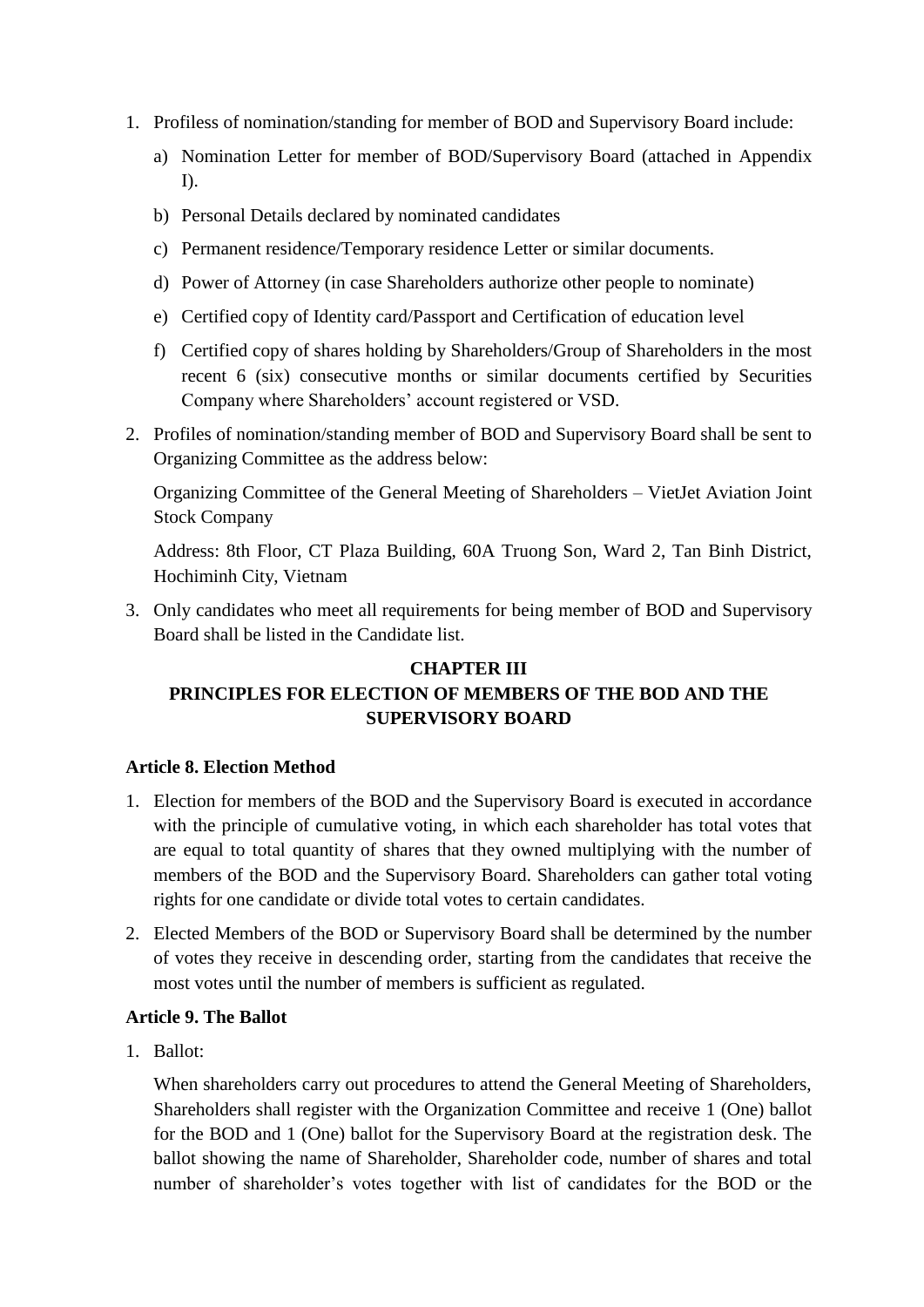1. Profiless of nomination/standing for member of BOD and Supervisory Board include:

   a) Nomination Letter for member of BOD/Supervisory Board (attached in Appendix I).

   b) Personal Details declared by nominated candidates

   c) Permanent residence/Temporary residence Letter or similar documents.

   d) Power of Attorney (in case Shareholders authorize other people to nominate)

   e) Certified copy of Identity card/Passport and Certification of education level

   f) Certified copy of shares holding by Shareholders/Group of Shareholders in the most recent 6 (six) consecutive months or similar documents certified by Securities Company where Shareholders' account registered or VSD.

2. Profiles of nomination/standing member of BOD and Supervisory Board shall be sent to Organizing Committee as the address below:

   Organizing Committee of the General Meeting of Shareholders – VietJet Aviation Joint Stock Company

   Address: 8th Floor, CT Plaza Building, 60A Truong Son, Ward 2, Tan Binh District, Hochiminh City, Vietnam

3. Only candidates who meet all requirements for being member of BOD and Supervisory Board shall be listed in the Candidate list.

## CHAPTER III
## PRINCIPLES FOR ELECTION OF MEMBERS OF THE BOD AND THE SUPERVISORY BOARD

**Article 8. Election Method**

1. Election for members of the BOD and the Supervisory Board is executed in accordance with the principle of cumulative voting, in which each shareholder has total votes that are equal to total quantity of shares that they owned multiplying with the number of members of the BOD and the Supervisory Board. Shareholders can gather total voting rights for one candidate or divide total votes to certain candidates.

2. Elected Members of the BOD or Supervisory Board shall be determined by the number of votes they receive in descending order, starting from the candidates that receive the most votes until the number of members is sufficient as regulated.

**Article 9. The Ballot**

1. Ballot:

   When shareholders carry out procedures to attend the General Meeting of Shareholders, Shareholders shall register with the Organization Committee and receive 1 (One) ballot for the BOD and 1 (One) ballot for the Supervisory Board at the registration desk. The ballot showing the name of Shareholder, Shareholder code, number of shares and total number of shareholder's votes together with list of candidates for the BOD or the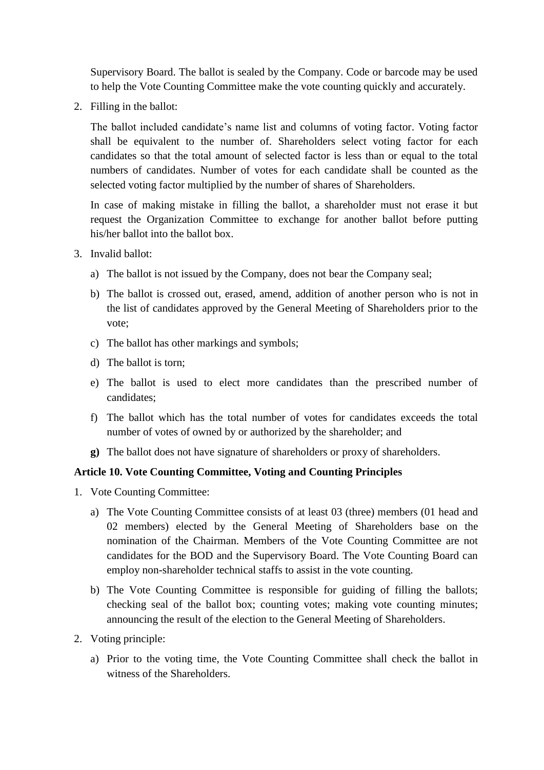Supervisory Board. The ballot is sealed by the Company. Code or barcode may be used to help the Vote Counting Committee make the vote counting quickly and accurately.

2. Filling in the ballot:

   The ballot included candidate's name list and columns of voting factor. Voting factor shall be equivalent to the number of. Shareholders select voting factor for each candidates so that the total amount of selected factor is less than or equal to the total numbers of candidates. Number of votes for each candidate shall be counted as the selected voting factor multiplied by the number of shares of Shareholders.

   In case of making mistake in filling the ballot, a shareholder must not erase it but request the Organization Committee to exchange for another ballot before putting his/her ballot into the ballot box.

3. Invalid ballot:

   a) The ballot is not issued by the Company, does not bear the Company seal;
   
   b) The ballot is crossed out, erased, amend, addition of another person who is not in the list of candidates approved by the General Meeting of Shareholders prior to the vote;
   
   c) The ballot has other markings and symbols;
   
   d) The ballot is torn;
   
   e) The ballot is used to elect more candidates than the prescribed number of candidates;
   
   f) The ballot which has the total number of votes for candidates exceeds the total number of votes of owned by or authorized by the shareholder; and
   
   **g)** The ballot does not have signature of shareholders or proxy of shareholders.

**Article 10. Vote Counting Committee, Voting and Counting Principles**

1. Vote Counting Committee:

   a) The Vote Counting Committee consists of at least 03 (three) members (01 head and 02 members) elected by the General Meeting of Shareholders base on the nomination of the Chairman. Members of the Vote Counting Committee are not candidates for the BOD and the Supervisory Board. The Vote Counting Board can employ non-shareholder technical staffs to assist in the vote counting.
   
   b) The Vote Counting Committee is responsible for guiding of filling the ballots; checking seal of the ballot box; counting votes; making vote counting minutes; announcing the result of the election to the General Meeting of Shareholders.

2. Voting principle:

   a) Prior to the voting time, the Vote Counting Committee shall check the ballot in witness of the Shareholders.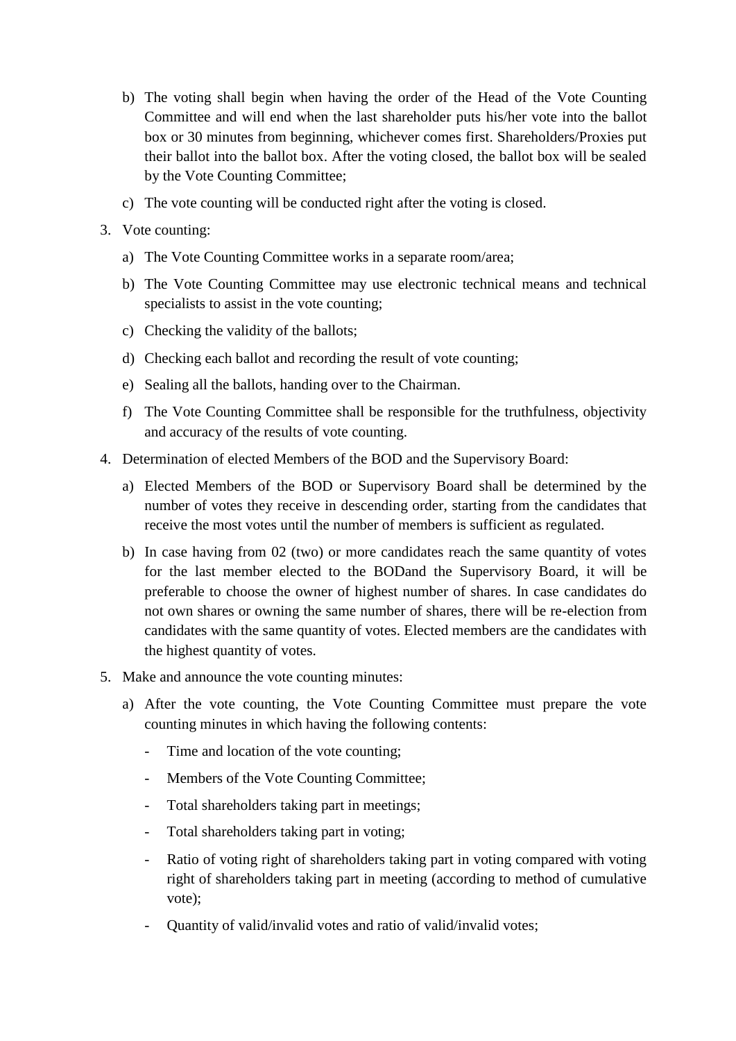b) The voting shall begin when having the order of the Head of the Vote Counting Committee and will end when the last shareholder puts his/her vote into the ballot box or 30 minutes from beginning, whichever comes first. Shareholders/Proxies put their ballot into the ballot box. After the voting closed, the ballot box will be sealed by the Vote Counting Committee;

c) The vote counting will be conducted right after the voting is closed.

3. Vote counting:

   a) The Vote Counting Committee works in a separate room/area;

   b) The Vote Counting Committee may use electronic technical means and technical specialists to assist in the vote counting;

   c) Checking the validity of the ballots;

   d) Checking each ballot and recording the result of vote counting;

   e) Sealing all the ballots, handing over to the Chairman.

   f) The Vote Counting Committee shall be responsible for the truthfulness, objectivity and accuracy of the results of vote counting.

4. Determination of elected Members of the BOD and the Supervisory Board:

   a) Elected Members of the BOD or Supervisory Board shall be determined by the number of votes they receive in descending order, starting from the candidates that receive the most votes until the number of members is sufficient as regulated.

   b) In case having from 02 (two) or more candidates reach the same quantity of votes for the last member elected to the BODand the Supervisory Board, it will be preferable to choose the owner of highest number of shares. In case candidates do not own shares or owning the same number of shares, there will be re-election from candidates with the same quantity of votes. Elected members are the candidates with the highest quantity of votes.

5. Make and announce the vote counting minutes:

   a) After the vote counting, the Vote Counting Committee must prepare the vote counting minutes in which having the following contents:

      - Time and location of the vote counting;
      - Members of the Vote Counting Committee;
      - Total shareholders taking part in meetings;
      - Total shareholders taking part in voting;
      - Ratio of voting right of shareholders taking part in voting compared with voting right of shareholders taking part in meeting (according to method of cumulative vote);
      - Quantity of valid/invalid votes and ratio of valid/invalid votes;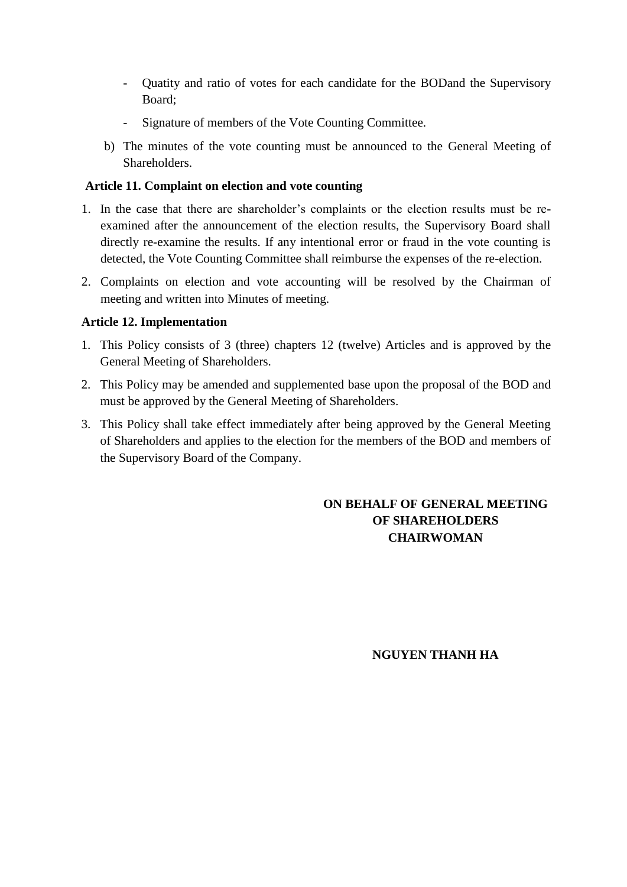- Quatity and ratio of votes for each candidate for the BODand the Supervisory Board;
- Signature of members of the Vote Counting Committee.

b) The minutes of the vote counting must be announced to the General Meeting of Shareholders.

**Article 11. Complaint on election and vote counting**

1. In the case that there are shareholder's complaints or the election results must be re-examined after the announcement of the election results, the Supervisory Board shall directly re-examine the results. If any intentional error or fraud in the vote counting is detected, the Vote Counting Committee shall reimburse the expenses of the re-election.
2. Complaints on election and vote accounting will be resolved by the Chairman of meeting and written into Minutes of meeting.

**Article 12. Implementation**

1. This Policy consists of 3 (three) chapters 12 (twelve) Articles and is approved by the General Meeting of Shareholders.
2. This Policy may be amended and supplemented base upon the proposal of the BOD and must be approved by the General Meeting of Shareholders.
3. This Policy shall take effect immediately after being approved by the General Meeting of Shareholders and applies to the election for the members of the BOD and members of the Supervisory Board of the Company.

**ON BEHALF OF GENERAL MEETING OF SHAREHOLDERS**
**CHAIRWOMAN**

**NGUYEN THANH HA**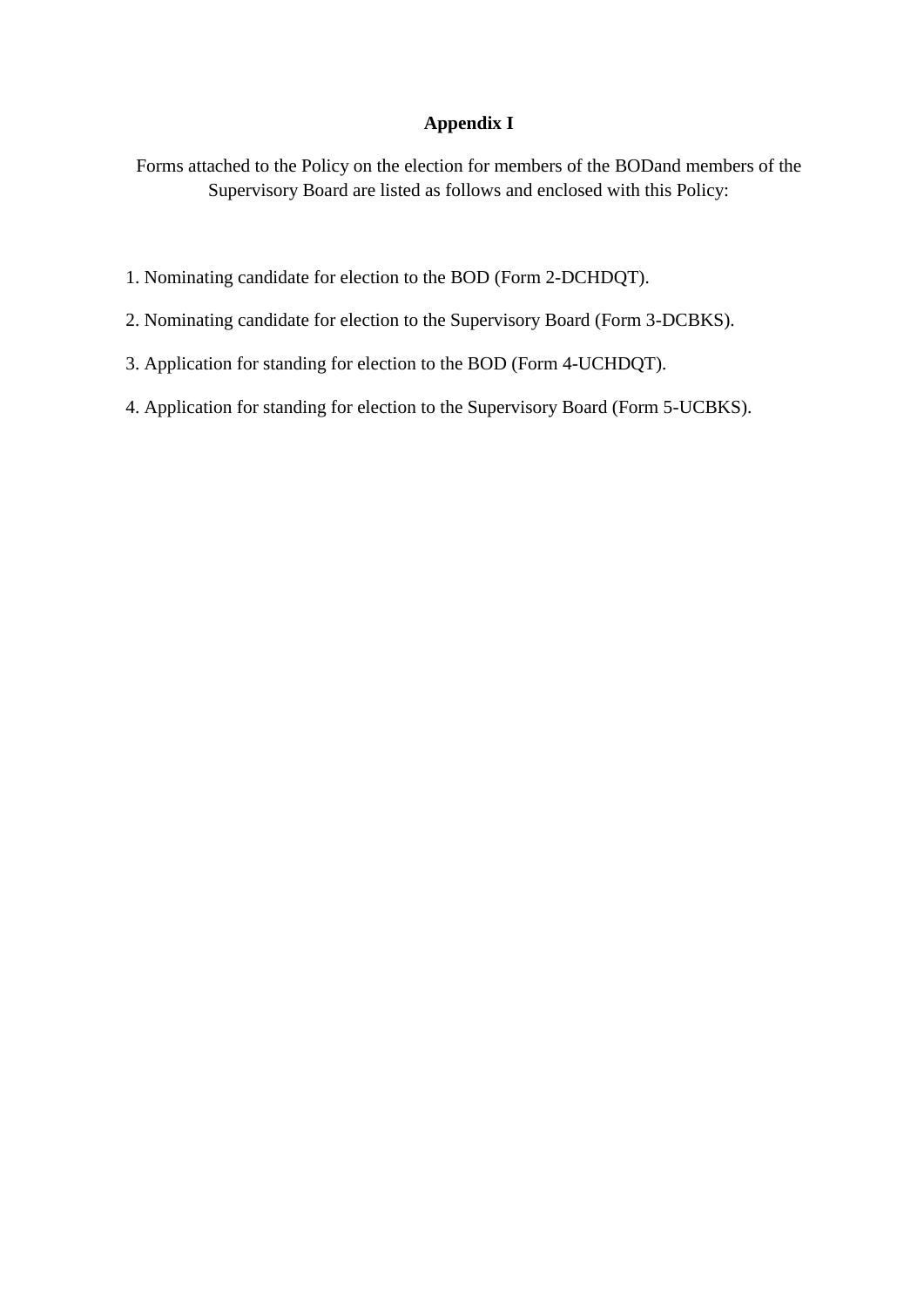# Appendix I

Forms attached to the Policy on the election for members of the BODand members of the Supervisory Board are listed as follows and enclosed with this Policy:

1. Nominating candidate for election to the BOD (Form 2-DCHDQT).
2. Nominating candidate for election to the Supervisory Board (Form 3-DCBKS).
3. Application for standing for election to the BOD (Form 4-UCHDQT).
4. Application for standing for election to the Supervisory Board (Form 5-UCBKS).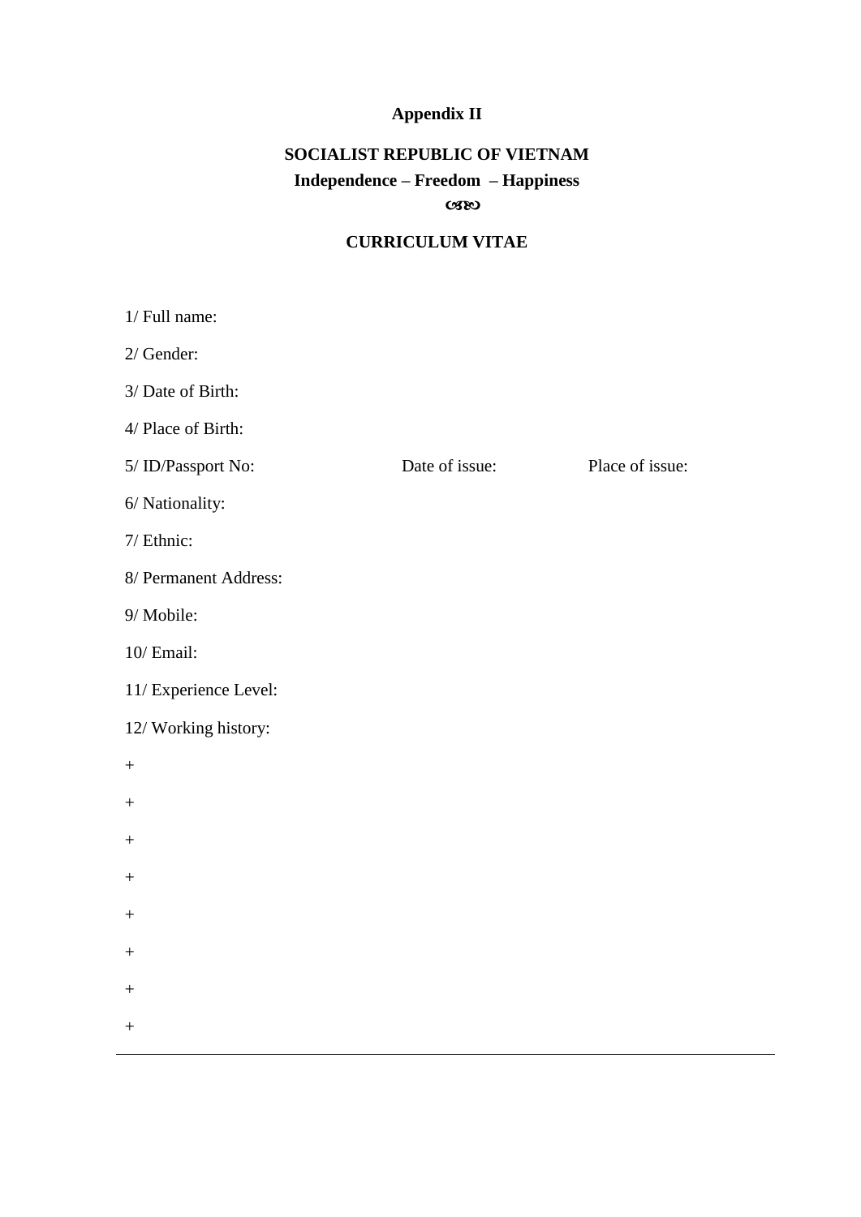**Appendix II**

**SOCIALIST REPUBLIC OF VIETNAM**

**Independence – Freedom – Happiness**

**ꕥ**

# CURRICULUM VITAE

1/ Full name:

2/ Gender:

3/ Date of Birth:

4/ Place of Birth:

5/ ID/Passport No: Date of issue: Place of issue:

6/ Nationality:

7/ Ethnic:

8/ Permanent Address:

9/ Mobile:

10/ Email:

11/ Experience Level:

12/ Working history:

+

+

+

+

+

+

+

+

---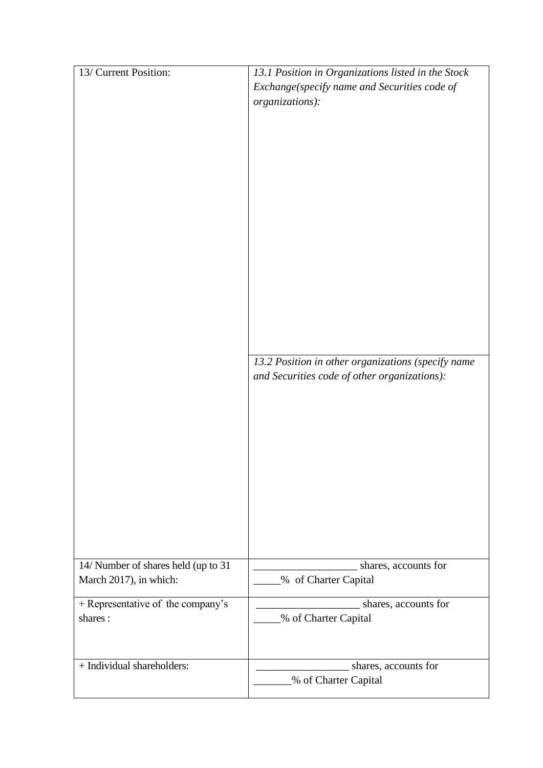| 13/ Current Position: | *13.1 Position in Organizations listed in the Stock Exchange(specify name and Securities code of organizations):* |
|---|---|
| | *13.2 Position in other organizations (specify name and Securities code of other organizations):* |
| 14/ Number of shares held (up to 31 March 2017), in which: | ___________________ shares, accounts for _____% of Charter Capital |
| + Representative of the company's shares : | ___________________ shares, accounts for _____% of Charter Capital |
| + Individual shareholders: | _________________ shares, accounts for _______% of Charter Capital |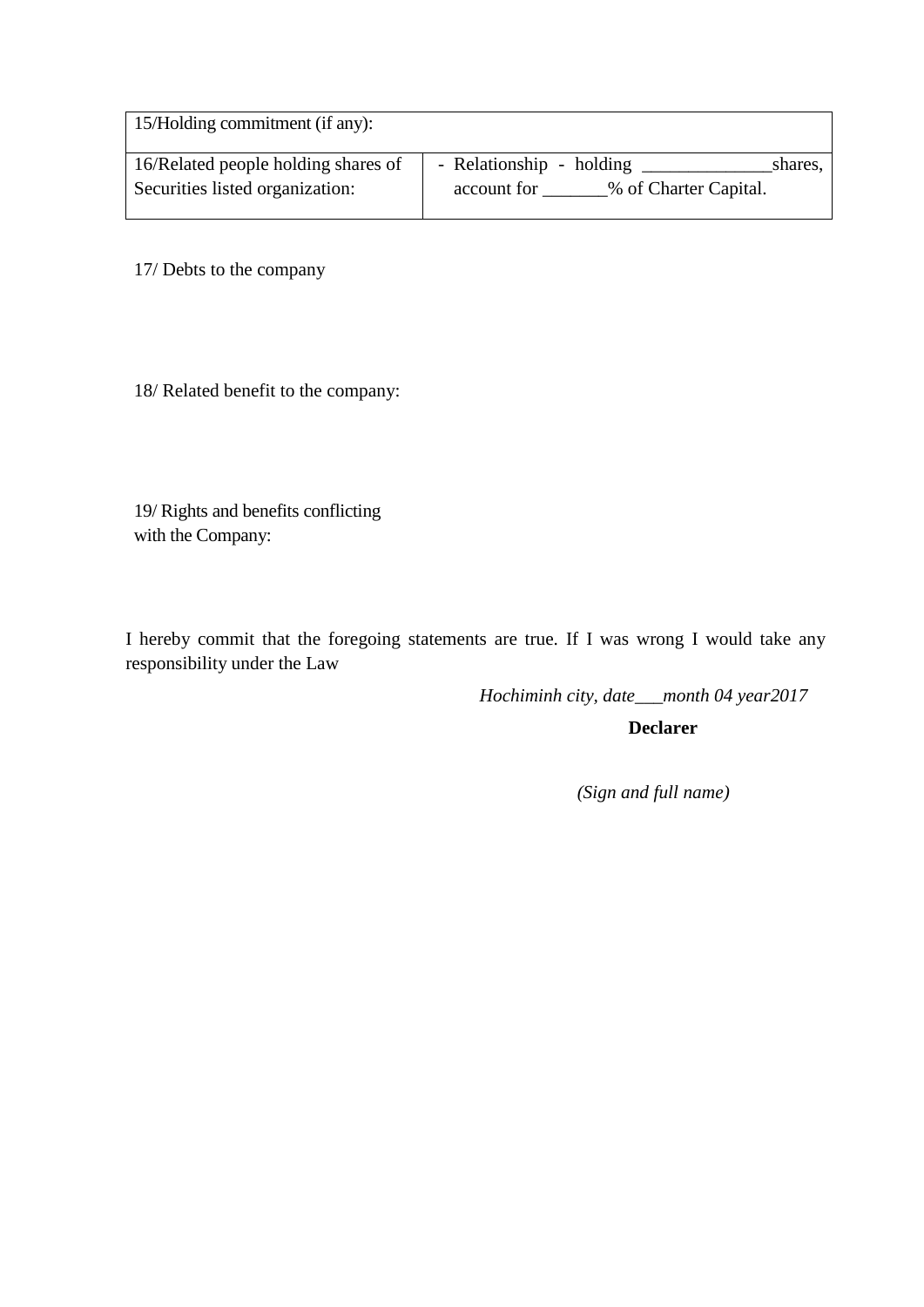| | |
|---|---|
| 15/Holding commitment (if any): | |
| 16/Related people holding shares of Securities listed organization: | - Relationship - holding ______________shares, account for _______% of Charter Capital. |

17/ Debts to the company

18/ Related benefit to the company:

19/ Rights and benefits conflicting with the Company:

I hereby commit that the foregoing statements are true. If I was wrong I would take any responsibility under the Law

*Hochiminh city, date___month 04 year2017*

**Declarer**

*(Sign and full name)*